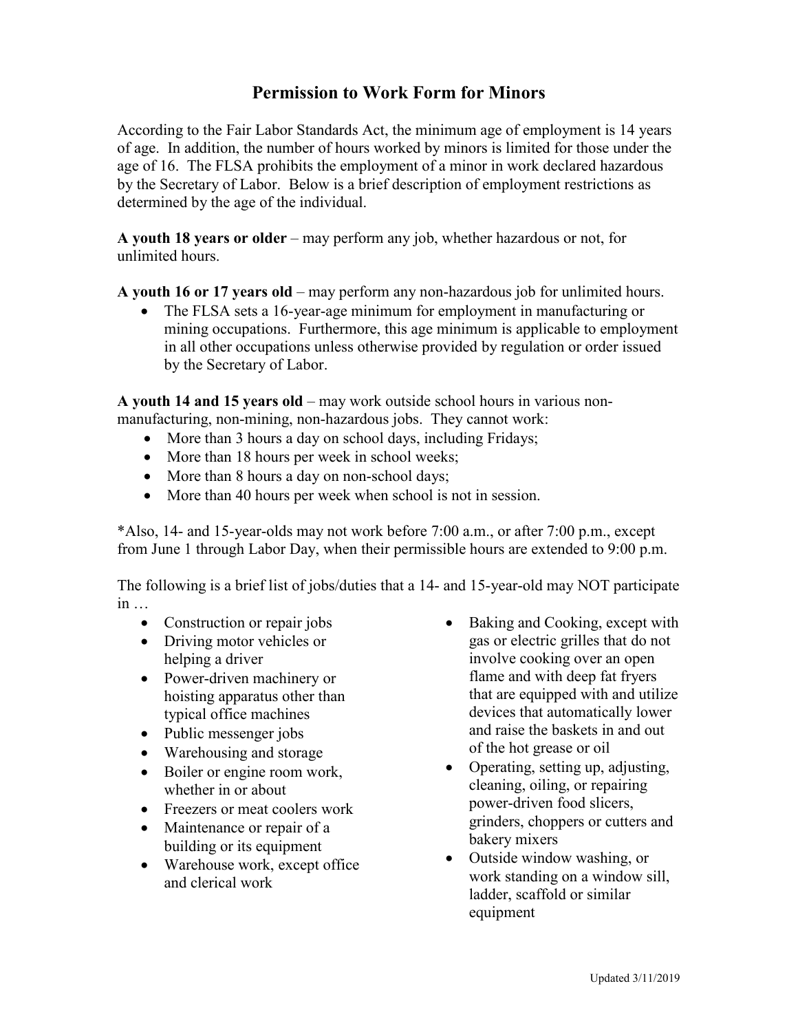# Permission to Work Form for Minors

According to the Fair Labor Standards Act, the minimum age of employment is 14 years of age. In addition, the number of hours worked by minors is limited for those under the age of 16. The FLSA prohibits the employment of a minor in work declared hazardous by the Secretary of Labor. Below is a brief description of employment restrictions as determined by the age of the individual.

**A youth 18 years or older** – may perform any job, whether hazardous or not, for unlimited hours.

**A youth 16 or 17 years old** – may perform any non-hazardous job for unlimited hours.

- The FLSA sets a 16-year-age minimum for employment in manufacturing or mining occupations. Furthermore, this age minimum is applicable to employment in all other occupations unless otherwise provided by regulation or order issued by the Secretary of Labor.

**A youth 14 and 15 years old** – may work outside school hours in various non-manufacturing, non-mining, non-hazardous jobs. They cannot work:

- More than 3 hours a day on school days, including Fridays;
- More than 18 hours per week in school weeks;
- More than 8 hours a day on non-school days;
- More than 40 hours per week when school is not in session.

*Also, 14- and 15-year-olds may not work before 7:00 a.m., or after 7:00 p.m., except from June 1 through Labor Day, when their permissible hours are extended to 9:00 p.m.

The following is a brief list of jobs/duties that a 14- and 15-year-old may NOT participate in …

- Construction or repair jobs
- Driving motor vehicles or helping a driver
- Power-driven machinery or hoisting apparatus other than typical office machines
- Public messenger jobs
- Warehousing and storage
- Boiler or engine room work, whether in or about
- Freezers or meat coolers work
- Maintenance or repair of a building or its equipment
- Warehouse work, except office and clerical work
- Baking and Cooking, except with gas or electric grilles that do not involve cooking over an open flame and with deep fat fryers that are equipped with and utilize devices that automatically lower and raise the baskets in and out of the hot grease or oil
- Operating, setting up, adjusting, cleaning, oiling, or repairing power-driven food slicers, grinders, choppers or cutters and bakery mixers
- Outside window washing, or work standing on a window sill, ladder, scaffold or similar equipment

Updated 3/11/2019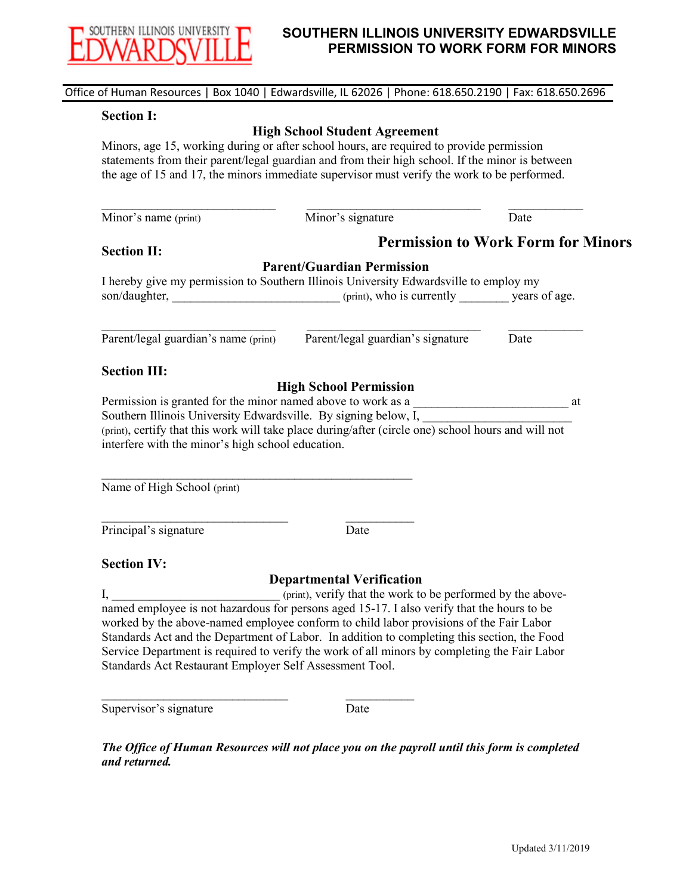# SOUTHERN ILLINOIS UNIVERSITY EDWARDSVILLE
# PERMISSION TO WORK FORM FOR MINORS

Office of Human Resources | Box 1040 | Edwardsville, IL 62026 | Phone: 618.650.2190 | Fax: 618.650.2696

**Section I:**

### High School Student Agreement

Minors, age 15, working during or after school hours, are required to provide permission statements from their parent/legal guardian and from their high school. If the minor is between the age of 15 and 17, the minors immediate supervisor must verify the work to be performed.

\_\_\_\_\_\_\_\_\_\_\_\_\_\_\_\_\_\_\_\_\_\_\_\_\_\_\_\_ \_\_\_\_\_\_\_\_\_\_\_\_\_\_\_\_\_\_\_\_\_\_\_\_\_\_\_\_ \_\_\_\_\_\_\_\_\_\_\_\_

Minor's name (print) Minor's signature Date

**Permission to Work Form for Minors**

**Section II:**

### Parent/Guardian Permission

I hereby give my permission to Southern Illinois University Edwardsville to employ my son/daughter, \_\_\_\_\_\_\_\_\_\_\_\_\_\_\_\_\_\_\_\_\_\_\_\_\_\_\_ (print), who is currently \_\_\_\_\_\_\_\_ years of age.

\_\_\_\_\_\_\_\_\_\_\_\_\_\_\_\_\_\_\_\_\_\_\_\_\_\_\_\_ \_\_\_\_\_\_\_\_\_\_\_\_\_\_\_\_\_\_\_\_\_\_\_\_\_\_\_\_ \_\_\_\_\_\_\_\_\_\_\_\_

Parent/legal guardian's name (print) Parent/legal guardian's signature Date

**Section III:**

### High School Permission

Permission is granted for the minor named above to work as a \_\_\_\_\_\_\_\_\_\_\_\_\_\_\_\_\_\_\_\_\_\_\_\_\_ at Southern Illinois University Edwardsville. By signing below, I, \_\_\_\_\_\_\_\_\_\_\_\_\_\_\_\_\_\_\_\_\_\_\_\_ (print), certify that this work will take place during/after (circle one) school hours and will not interfere with the minor's high school education.

\_\_\_\_\_\_\_\_\_\_\_\_\_\_\_\_\_\_\_\_\_\_\_\_\_\_\_\_\_\_\_\_\_\_\_\_\_\_\_\_\_\_\_\_\_\_\_\_

Name of High School (print)

\_\_\_\_\_\_\_\_\_\_\_\_\_\_\_\_\_\_\_\_\_\_\_\_\_\_\_\_\_\_ \_\_\_\_\_\_\_\_\_\_\_

Principal's signature Date

**Section IV:**

### Departmental Verification

I, \_\_\_\_\_\_\_\_\_\_\_\_\_\_\_\_\_\_\_\_\_\_\_\_\_\_\_ (print), verify that the work to be performed by the above-named employee is not hazardous for persons aged 15-17. I also verify that the hours to be worked by the above-named employee conform to child labor provisions of the Fair Labor Standards Act and the Department of Labor. In addition to completing this section, the Food Service Department is required to verify the work of all minors by completing the Fair Labor Standards Act Restaurant Employer Self Assessment Tool.

\_\_\_\_\_\_\_\_\_\_\_\_\_\_\_\_\_\_\_\_\_\_\_\_\_\_\_\_\_\_ \_\_\_\_\_\_\_\_\_\_\_

Supervisor's signature Date

***The Office of Human Resources will not place you on the payroll until this form is completed and returned.***

Updated 3/11/2019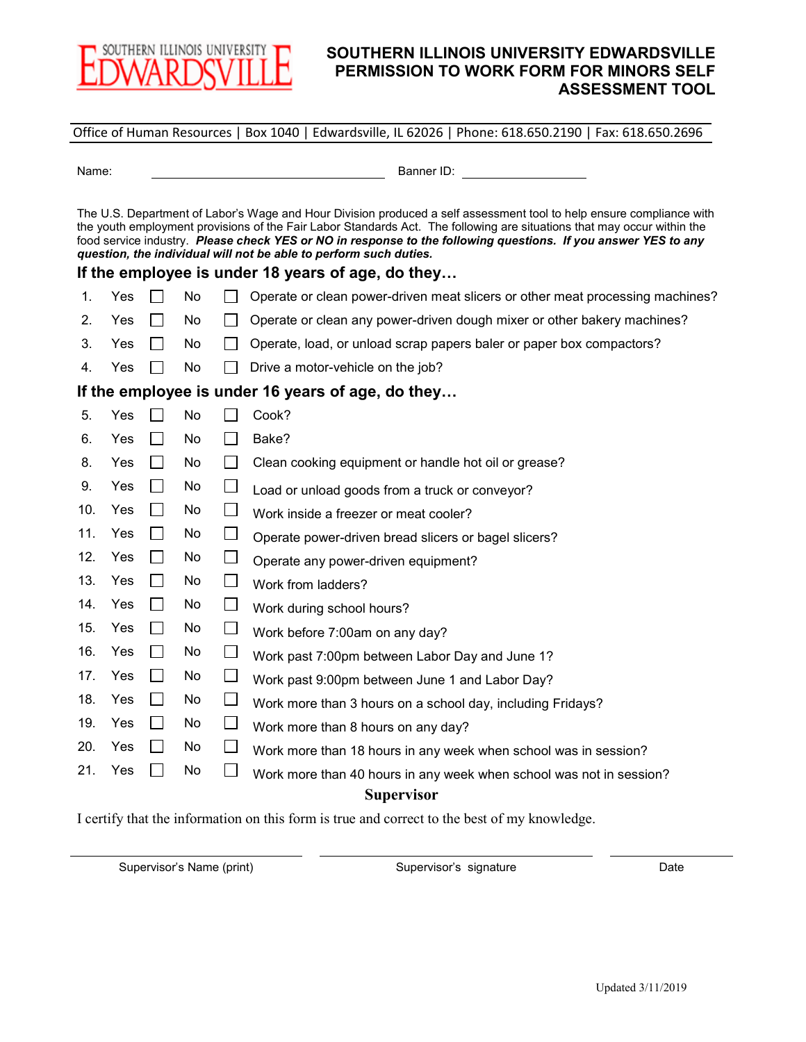# SOUTHERN ILLINOIS UNIVERSITY EDWARDSVILLE PERMISSION TO WORK FORM FOR MINORS SELF ASSESSMENT TOOL

Office of Human Resources | Box 1040 | Edwardsville, IL 62026 | Phone: 618.650.2190 | Fax: 618.650.2696

Name: ______________________________ Banner ID: ________________

The U.S. Department of Labor's Wage and Hour Division produced a self assessment tool to help ensure compliance with the youth employment provisions of the Fair Labor Standards Act. The following are situations that may occur within the food service industry. ***Please check YES or NO in response to the following questions. If you answer YES to any question, the individual will not be able to perform such duties.***

## If the employee is under 18 years of age, do they…

1. Yes ☐ No ☐ Operate or clean power-driven meat slicers or other meat processing machines?
2. Yes ☐ No ☐ Operate or clean any power-driven dough mixer or other bakery machines?
3. Yes ☐ No ☐ Operate, load, or unload scrap papers baler or paper box compactors?
4. Yes ☐ No ☐ Drive a motor-vehicle on the job?

## If the employee is under 16 years of age, do they…

5. Yes ☐ No ☐ Cook?
6. Yes ☐ No ☐ Bake?
8. Yes ☐ No ☐ Clean cooking equipment or handle hot oil or grease?
9. Yes ☐ No ☐ Load or unload goods from a truck or conveyor?
10. Yes ☐ No ☐ Work inside a freezer or meat cooler?
11. Yes ☐ No ☐ Operate power-driven bread slicers or bagel slicers?
12. Yes ☐ No ☐ Operate any power-driven equipment?
13. Yes ☐ No ☐ Work from ladders?
14. Yes ☐ No ☐ Work during school hours?
15. Yes ☐ No ☐ Work before 7:00am on any day?
16. Yes ☐ No ☐ Work past 7:00pm between Labor Day and June 1?
17. Yes ☐ No ☐ Work past 9:00pm between June 1 and Labor Day?
18. Yes ☐ No ☐ Work more than 3 hours on a school day, including Fridays?
19. Yes ☐ No ☐ Work more than 8 hours on any day?
20. Yes ☐ No ☐ Work more than 18 hours in any week when school was in session?
21. Yes ☐ No ☐ Work more than 40 hours in any week when school was not in session?

## Supervisor

I certify that the information on this form is true and correct to the best of my knowledge.

______________________________ ______________________________ ______________

Supervisor's Name (print) Supervisor's signature Date

Updated 3/11/2019